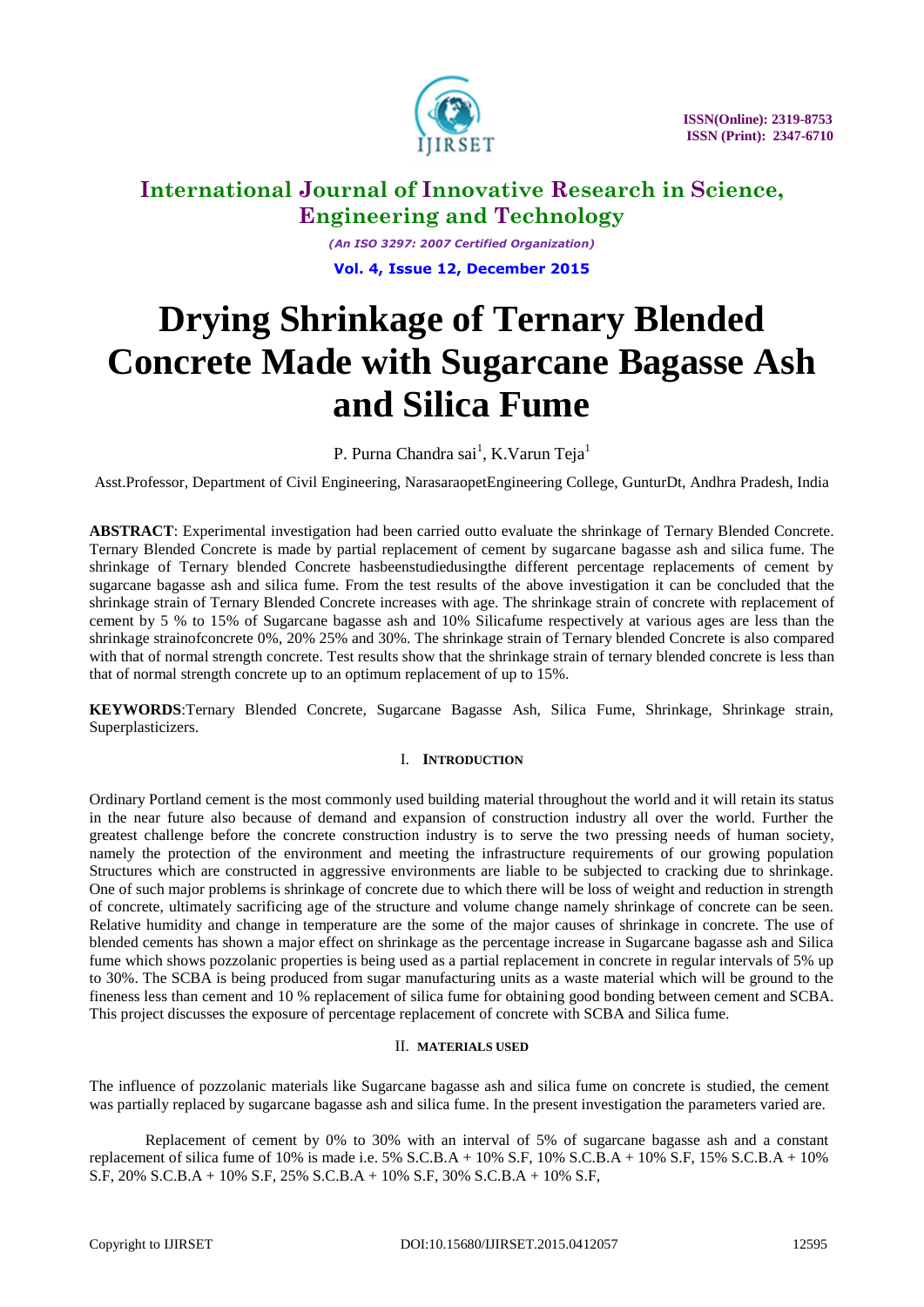# Drying Shrinkage of Ternary Blended Concrete Made with Sugarcane Bagasse Ash and Silica Fume

P. Purna Chandra sai[1], K.Varun Teja[1]

Asst.Professor, Department of Civil Engineering, NarasaraopetEngineering College, GunturDt, Andhra Pradesh, India

**ABSTRACT**: Experimental investigation had been carried outto evaluate the shrinkage of Ternary Blended Concrete. Ternary Blended Concrete is made by partial replacement of cement by sugarcane bagasse ash and silica fume. The shrinkage of Ternary blended Concrete hasbeenstudiedusingthe different percentage replacements of cement by sugarcane bagasse ash and silica fume. From the test results of the above investigation it can be concluded that the shrinkage strain of Ternary Blended Concrete increases with age. The shrinkage strain of concrete with replacement of cement by 5 % to 15% of Sugarcane bagasse ash and 10% Silicafume respectively at various ages are less than the shrinkage strainofconcrete 0%, 20% 25% and 30%. The shrinkage strain of Ternary blended Concrete is also compared with that of normal strength concrete. Test results show that the shrinkage strain of ternary blended concrete is less than that of normal strength concrete up to an optimum replacement of up to 15%.

**KEYWORDS**:Ternary Blended Concrete, Sugarcane Bagasse Ash, Silica Fume, Shrinkage, Shrinkage strain, Superplasticizers.

## I. INTRODUCTION

Ordinary Portland cement is the most commonly used building material throughout the world and it will retain its status in the near future also because of demand and expansion of construction industry all over the world. Further the greatest challenge before the concrete construction industry is to serve the two pressing needs of human society, namely the protection of the environment and meeting the infrastructure requirements of our growing population Structures which are constructed in aggressive environments are liable to be subjected to cracking due to shrinkage. One of such major problems is shrinkage of concrete due to which there will be loss of weight and reduction in strength of concrete, ultimately sacrificing age of the structure and volume change namely shrinkage of concrete can be seen. Relative humidity and change in temperature are the some of the major causes of shrinkage in concrete. The use of blended cements has shown a major effect on shrinkage as the percentage increase in Sugarcane bagasse ash and Silica fume which shows pozzolanic properties is being used as a partial replacement in concrete in regular intervals of 5% up to 30%. The SCBA is being produced from sugar manufacturing units as a waste material which will be ground to the fineness less than cement and 10 % replacement of silica fume for obtaining good bonding between cement and SCBA. This project discusses the exposure of percentage replacement of concrete with SCBA and Silica fume.

## II. MATERIALS USED

The influence of pozzolanic materials like Sugarcane bagasse ash and silica fume on concrete is studied, the cement was partially replaced by sugarcane bagasse ash and silica fume. In the present investigation the parameters varied are.

Replacement of cement by 0% to 30% with an interval of 5% of sugarcane bagasse ash and a constant replacement of silica fume of 10% is made i.e. 5% S.C.B.A + 10% S.F, 10% S.C.B.A + 10% S.F, 15% S.C.B.A + 10% S.F, 20% S.C.B.A + 10% S.F, 25% S.C.B.A + 10% S.F, 30% S.C.B.A + 10% S.F,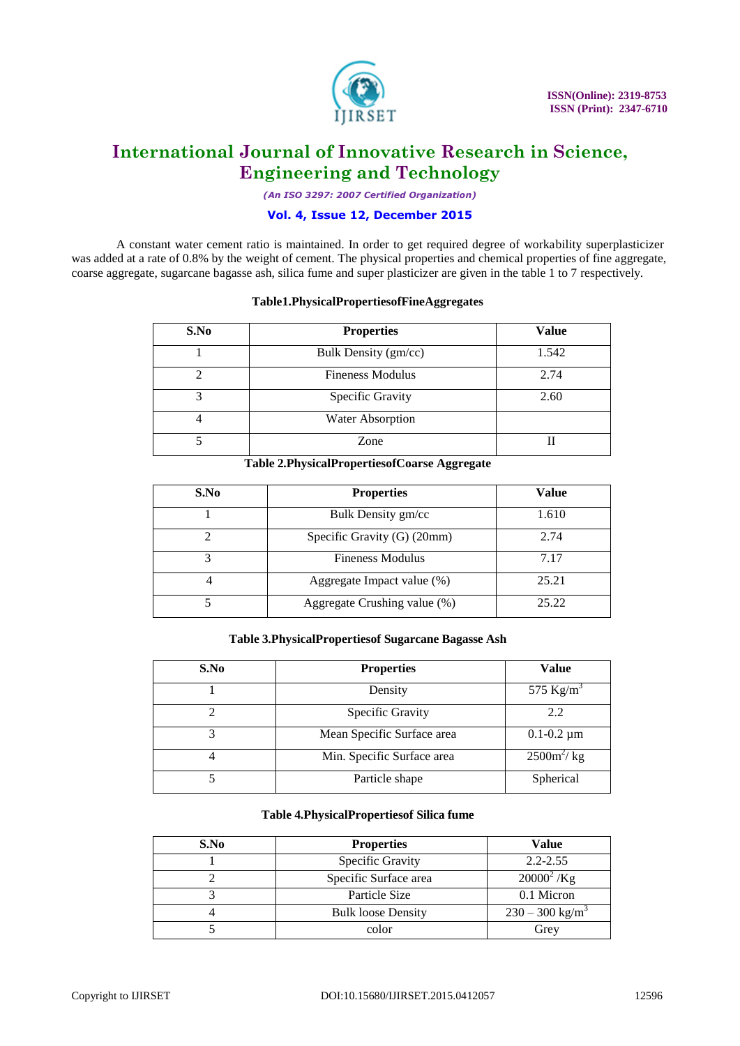A constant water cement ratio is maintained. In order to get required degree of workability superplasticizer was added at a rate of 0.8% by the weight of cement. The physical properties and chemical properties of fine aggregate, coarse aggregate, sugarcane bagasse ash, silica fume and super plasticizer are given in the table 1 to 7 respectively.

**Table1.PhysicalPropertiesofFineAggregates**

| S.No | Properties | Value |
|---|---|---|
| 1 | Bulk Density (gm/cc) | 1.542 |
| 2 | Fineness Modulus | 2.74 |
| 3 | Specific Gravity | 2.60 |
| 4 | Water Absorption | |
| 5 | Zone | II |

**Table 2.PhysicalPropertiesofCoarse Aggregate**

| S.No | Properties | Value |
|---|---|---|
| 1 | Bulk Density gm/cc | 1.610 |
| 2 | Specific Gravity (G) (20mm) | 2.74 |
| 3 | Fineness Modulus | 7.17 |
| 4 | Aggregate Impact value (%) | 25.21 |
| 5 | Aggregate Crushing value (%) | 25.22 |

**Table 3.PhysicalPropertiesof Sugarcane Bagasse Ash**

| S.No | Properties | Value |
|---|---|---|
| 1 | Density | 575 Kg/$m^3$ |
| 2 | Specific Gravity | 2.2 |
| 3 | Mean Specific Surface area | 0.1-0.2 µm |
| 4 | Min. Specific Surface area | 2500$m^2$/ kg |
| 5 | Particle shape | Spherical |

**Table 4.PhysicalPropertiesof Silica fume**

| S.No | Properties | Value |
|---|---|---|
| 1 | Specific Gravity | 2.2-2.55 |
| 2 | Specific Surface area | $20000^2$ /Kg |
| 3 | Particle Size | 0.1 Micron |
| 4 | Bulk loose Density | 230 – 300 kg/$m^3$ |
| 5 | color | Grey |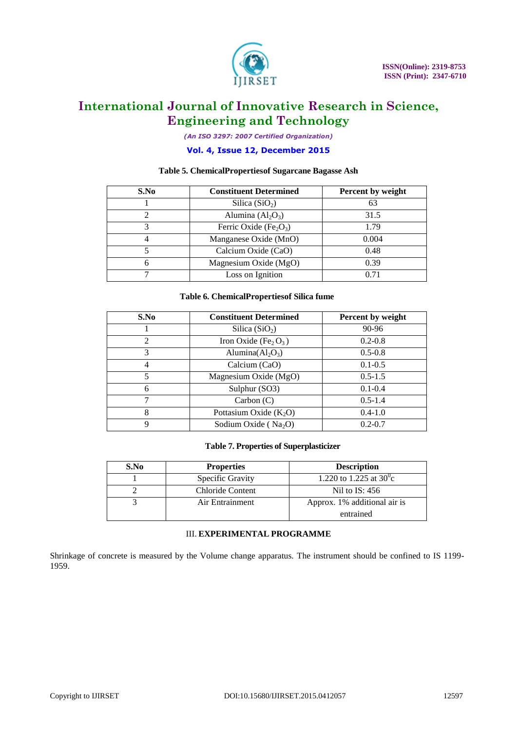**Table 5. ChemicalPropertiesof Sugarcane Bagasse Ash**

| S.No | Constituent Determined | Percent by weight |
|---|---|---|
| 1 | Silica ($SiO_2$) | 63 |
| 2 | Alumina ($Al_2O_3$) | 31.5 |
| 3 | Ferric Oxide ($Fe_2O_3$) | 1.79 |
| 4 | Manganese Oxide (MnO) | 0.004 |
| 5 | Calcium Oxide (CaO) | 0.48 |
| 6 | Magnesium Oxide (MgO) | 0.39 |
| 7 | Loss on Ignition | 0.71 |

**Table 6. ChemicalPropertiesof Silica fume**

| S.No | Constituent Determined | Percent by weight |
|---|---|---|
| 1 | Silica ($SiO_2$) | 90-96 |
| 2 | Iron Oxide ($Fe_2O_3$) | 0.2-0.8 |
| 3 | Alumina($Al_2O_3$) | 0.5-0.8 |
| 4 | Calcium (CaO) | 0.1-0.5 |
| 5 | Magnesium Oxide (MgO) | 0.5-1.5 |
| 6 | Sulphur (SO3) | 0.1-0.4 |
| 7 | Carbon (C) | 0.5-1.4 |
| 8 | Pottasium Oxide ($K_2O$) | 0.4-1.0 |
| 9 | Sodium Oxide ( $Na_2O$) | 0.2-0.7 |

**Table 7. Properties of Superplasticizer**

| S.No | Properties | Description |
|---|---|---|
| 1 | Specific Gravity | 1.220 to 1.225 at $30^0$c |
| 2 | Chloride Content | Nil to IS: 456 |
| 3 | Air Entrainment | Approx. 1% additional air is entrained |

## III. EXPERIMENTAL PROGRAMME

Shrinkage of concrete is measured by the Volume change apparatus. The instrument should be confined to IS 1199-1959.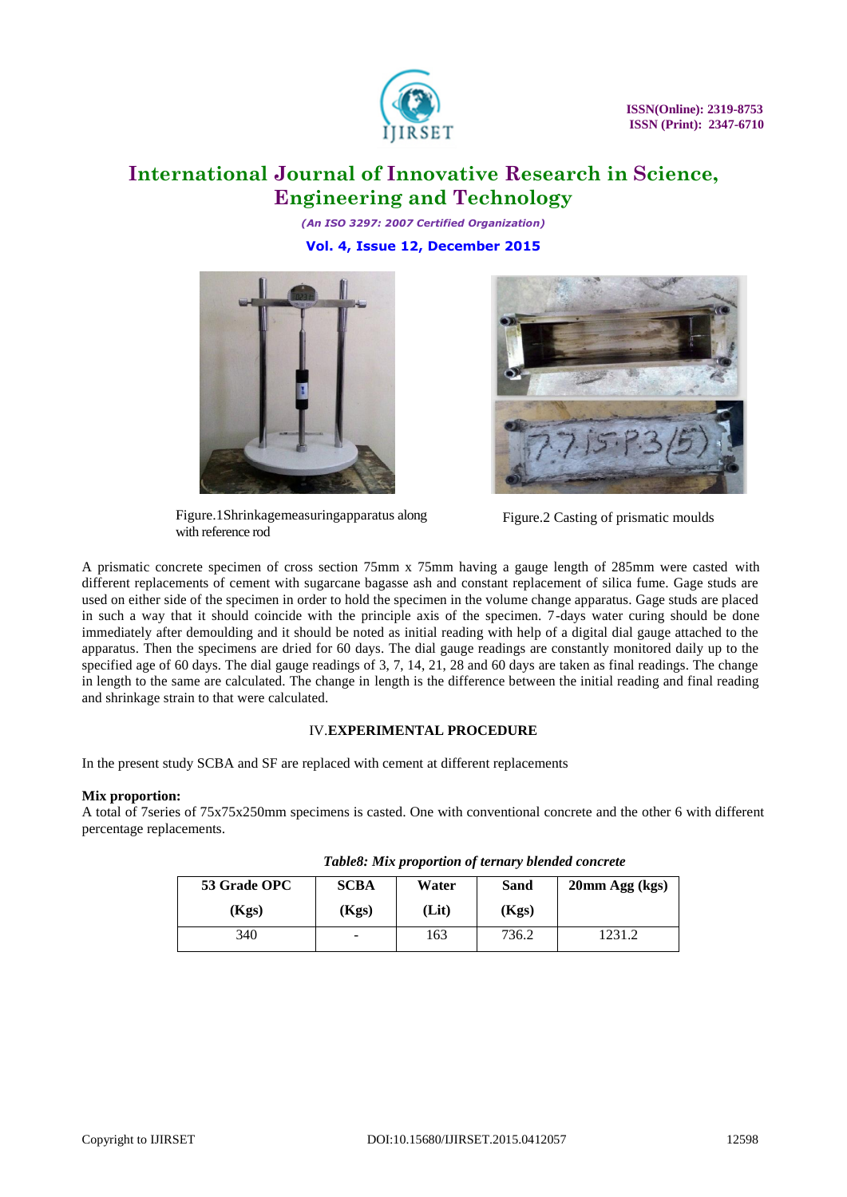Figure.1Shrinkagemeasuringapparatus along with reference rod

Figure.2 Casting of prismatic moulds

A prismatic concrete specimen of cross section 75mm x 75mm having a gauge length of 285mm were casted with different replacements of cement with sugarcane bagasse ash and constant replacement of silica fume. Gage studs are used on either side of the specimen in order to hold the specimen in the volume change apparatus. Gage studs are placed in such a way that it should coincide with the principle axis of the specimen. 7-days water curing should be done immediately after demoulding and it should be noted as initial reading with help of a digital dial gauge attached to the apparatus. Then the specimens are dried for 60 days. The dial gauge readings are constantly monitored daily up to the specified age of 60 days. The dial gauge readings of 3, 7, 14, 21, 28 and 60 days are taken as final readings. The change in length to the same are calculated. The change in length is the difference between the initial reading and final reading and shrinkage strain to that were calculated.

## IV.EXPERIMENTAL PROCEDURE

In the present study SCBA and SF are replaced with cement at different replacements

**Mix proportion:**

A total of 7series of 75x75x250mm specimens is casted. One with conventional concrete and the other 6 with different percentage replacements.

*Table8: Mix proportion of ternary blended concrete*

| 53 Grade OPC (Kgs) | SCBA (Kgs) | Water (Lit) | Sand (Kgs) | 20mm Agg (kgs) |
|---|---|---|---|---|
| 340 | - | 163 | 736.2 | 1231.2 |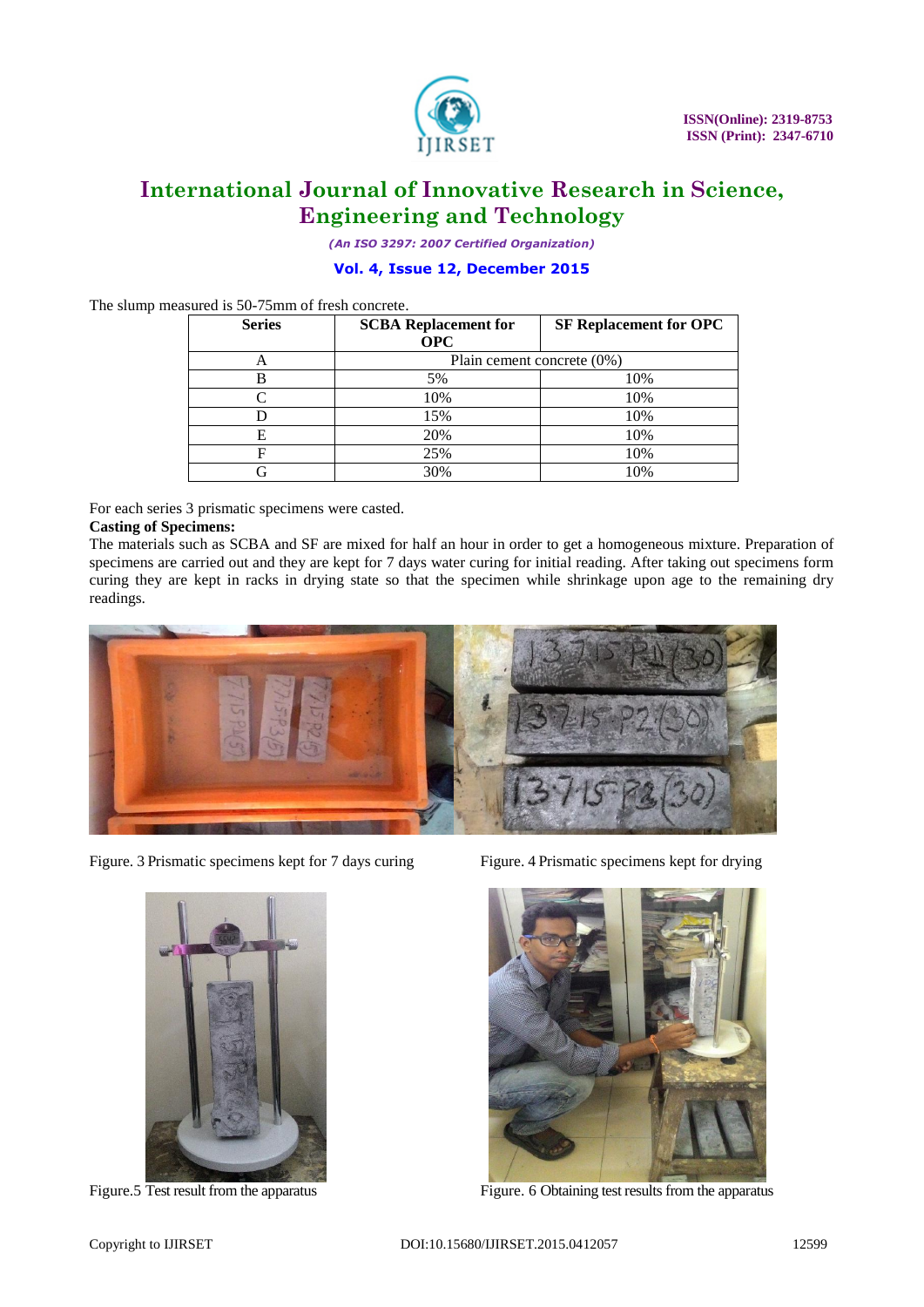The slump measured is 50-75mm of fresh concrete.

| Series | SCBA Replacement for OPC | SF Replacement for OPC |
|---|---|---|
| A | Plain cement concrete (0%) | |
| B | 5% | 10% |
| C | 10% | 10% |
| D | 15% | 10% |
| E | 20% | 10% |
| F | 25% | 10% |
| G | 30% | 10% |

For each series 3 prismatic specimens were casted.

**Casting of Specimens:**

The materials such as SCBA and SF are mixed for half an hour in order to get a homogeneous mixture. Preparation of specimens are carried out and they are kept for 7 days water curing for initial reading. After taking out specimens form curing they are kept in racks in drying state so that the specimen while shrinkage upon age to the remaining dry readings.

Figure. 3 Prismatic specimens kept for 7 days curing

Figure. 4 Prismatic specimens kept for drying

Figure.5 Test result from the apparatus

Figure. 6 Obtaining test results from the apparatus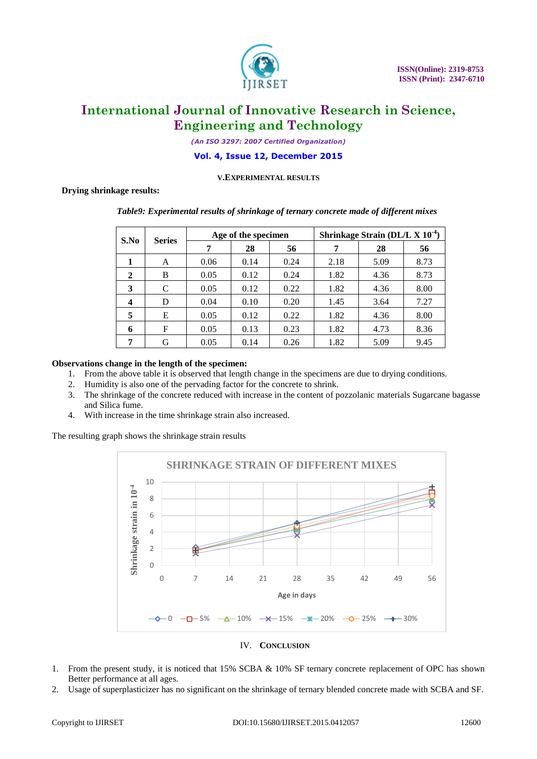## V. EXPERIMENTAL RESULTS

**Drying shrinkage results:**

*Table9: Experimental results of shrinkage of ternary concrete made of different mixes*

| S.No | Series | Age of the specimen | | | Shrinkage Strain (DL/L X $10^{-4}$) | | |
|---|---|---|---|---|---|---|---|
| | | 7 | 28 | 56 | 7 | 28 | 56 |
| **1** | A | 0.06 | 0.14 | 0.24 | 2.18 | 5.09 | 8.73 |
| **2** | B | 0.05 | 0.12 | 0.24 | 1.82 | 4.36 | 8.73 |
| **3** | C | 0.05 | 0.12 | 0.22 | 1.82 | 4.36 | 8.00 |
| **4** | D | 0.04 | 0.10 | 0.20 | 1.45 | 3.64 | 7.27 |
| **5** | E | 0.05 | 0.12 | 0.22 | 1.82 | 4.36 | 8.00 |
| **6** | F | 0.05 | 0.13 | 0.23 | 1.82 | 4.73 | 8.36 |
| **7** | G | 0.05 | 0.14 | 0.26 | 1.82 | 5.09 | 9.45 |

**Observations change in the length of the specimen:**

1. From the above table it is observed that length change in the specimens are due to drying conditions.
2. Humidity is also one of the pervading factor for the concrete to shrink.
3. The shrinkage of the concrete reduced with increase in the content of pozzolanic materials Sugarcane bagasse and Silica fume.
4. With increase in the time shrinkage strain also increased.

The resulting graph shows the shrinkage strain results

## IV. CONCLUSION

1. From the present study, it is noticed that 15% SCBA & 10% SF ternary concrete replacement of OPC has shown Better performance at all ages.
2. Usage of superplasticizer has no significant on the shrinkage of ternary blended concrete made with SCBA and SF.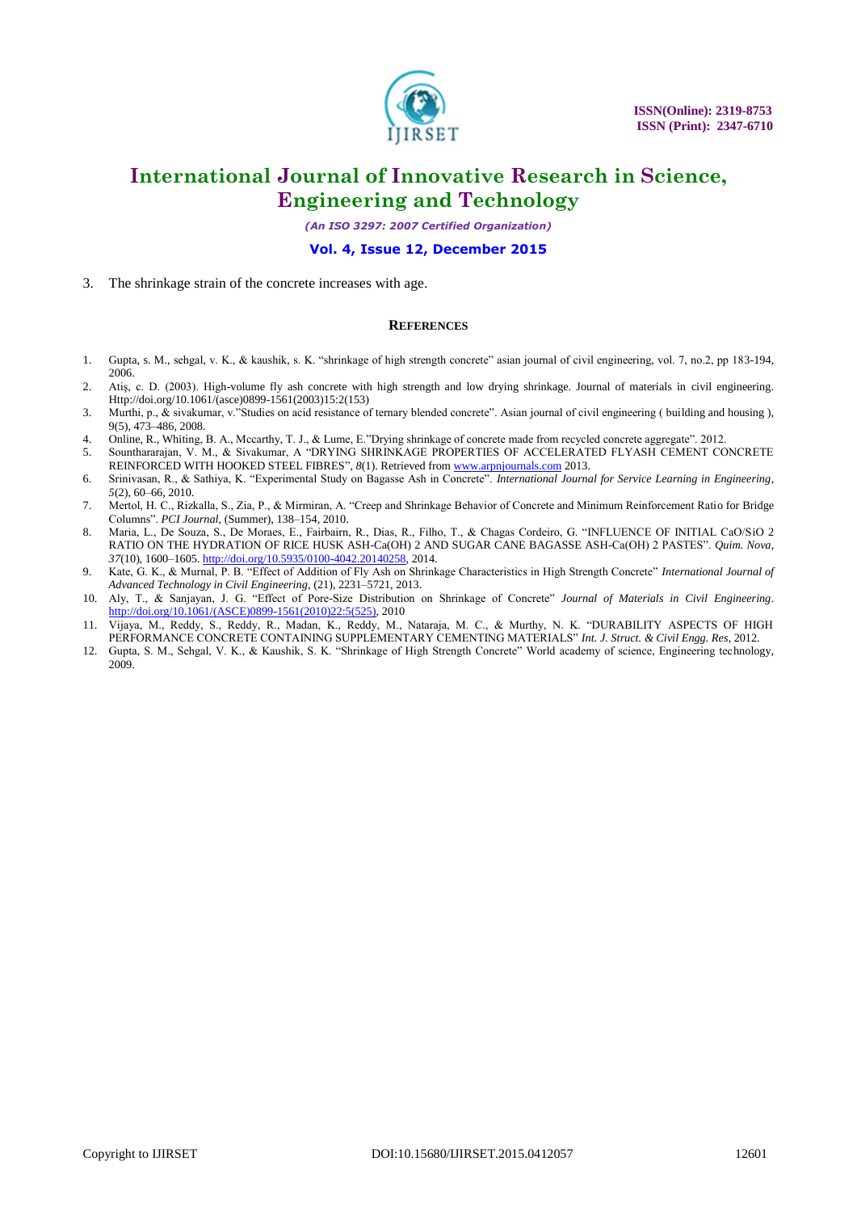3. The shrinkage strain of the concrete increases with age.

## REFERENCES

1. Gupta, s. M., sehgal, v. K., & kaushik, s. K. "shrinkage of high strength concrete" asian journal of civil engineering, vol. 7, no.2, pp 183-194, 2006.
2. Atiş, c. D. (2003). High-volume fly ash concrete with high strength and low drying shrinkage. Journal of materials in civil engineering. Http://doi.org/10.1061/(asce)0899-1561(2003)15:2(153)
3. Murthi, p., & sivakumar, v."Studies on acid resistance of ternary blended concrete". Asian journal of civil engineering ( building and housing ), 9(5), 473–486, 2008.
4. Online, R., Whiting, B. A., Mccarthy, T. J., & Lume, E."Drying shrinkage of concrete made from recycled concrete aggregate". 2012.
5. Southararajan, V. M., & Sivakumar, A "DRYING SHRINKAGE PROPERTIES OF ACCELERATED FLYASH CEMENT CONCRETE REINFORCED WITH HOOKED STEEL FIBRES", *8*(1). Retrieved from www.arpnjournals.com 2013.
6. Srinivasan, R., & Sathiya, K. "Experimental Study on Bagasse Ash in Concrete". *International Journal for Service Learning in Engineering*, *5*(2), 60–66, 2010.
7. Mertol, H. C., Rizkalla, S., Zia, P., & Mirmiran, A. "Creep and Shrinkage Behavior of Concrete and Minimum Reinforcement Ratio for Bridge Columns". *PCI Journal*, (Summer), 138–154, 2010.
8. Maria, L., De Souza, S., De Moraes, E., Fairbairn, R., Dias, R., Filho, T., & Chagas Cordeiro, G. "INFLUENCE OF INITIAL CaO/SiO 2 RATIO ON THE HYDRATION OF RICE HUSK ASH-Ca(OH) 2 AND SUGAR CANE BAGASSE ASH-Ca(OH) 2 PASTES". *Quim. Nova*, *37*(10), 1600–1605. http://doi.org/10.5935/0100-4042.20140258, 2014.
9. Kate, G. K., & Murnal, P. B. "Effect of Addition of Fly Ash on Shrinkage Characteristics in High Strength Concrete" *International Journal of Advanced Technology in Civil Engineering*, (21), 2231–5721, 2013.
10. Aly, T., & Sanjayan, J. G. "Effect of Pore-Size Distribution on Shrinkage of Concrete" *Journal of Materials in Civil Engineering*. http://doi.org/10.1061/(ASCE)0899-1561(2010)22:5(525), 2010
11. Vijaya, M., Reddy, S., Reddy, R., Madan, K., Reddy, M., Nataraja, M. C., & Murthy, N. K. "DURABILITY ASPECTS OF HIGH PERFORMANCE CONCRETE CONTAINING SUPPLEMENTARY CEMENTING MATERIALS" *Int. J. Struct. & Civil Engg. Res*, 2012.
12. Gupta, S. M., Sehgal, V. K., & Kaushik, S. K. "Shrinkage of High Strength Concrete" World academy of science, Engineering technology, 2009.